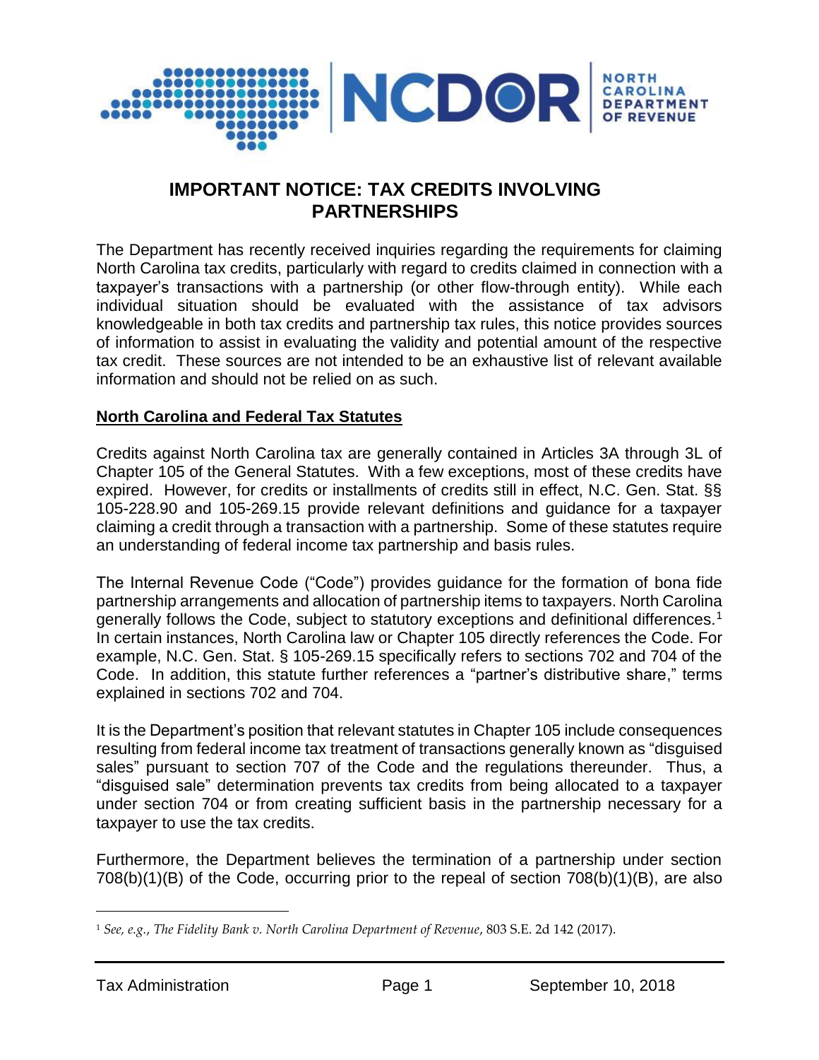# IMPORTANT NOTICE: TAX CREDITS INVOLVING PARTNERSHIPS

The Department has recently received inquiries regarding the requirements for claiming North Carolina tax credits, particularly with regard to credits claimed in connection with a taxpayer's transactions with a partnership (or other flow-through entity). While each individual situation should be evaluated with the assistance of tax advisors knowledgeable in both tax credits and partnership tax rules, this notice provides sources of information to assist in evaluating the validity and potential amount of the respective tax credit. These sources are not intended to be an exhaustive list of relevant available information and should not be relied on as such.

**North Carolina and Federal Tax Statutes**

Credits against North Carolina tax are generally contained in Articles 3A through 3L of Chapter 105 of the General Statutes. With a few exceptions, most of these credits have expired. However, for credits or installments of credits still in effect, N.C. Gen. Stat. §§ 105-228.90 and 105-269.15 provide relevant definitions and guidance for a taxpayer claiming a credit through a transaction with a partnership. Some of these statutes require an understanding of federal income tax partnership and basis rules.

The Internal Revenue Code ("Code") provides guidance for the formation of bona fide partnership arrangements and allocation of partnership items to taxpayers. North Carolina generally follows the Code, subject to statutory exceptions and definitional differences.[1] In certain instances, North Carolina law or Chapter 105 directly references the Code. For example, N.C. Gen. Stat. § 105-269.15 specifically refers to sections 702 and 704 of the Code. In addition, this statute further references a "partner's distributive share," terms explained in sections 702 and 704.

It is the Department's position that relevant statutes in Chapter 105 include consequences resulting from federal income tax treatment of transactions generally known as "disguised sales" pursuant to section 707 of the Code and the regulations thereunder. Thus, a "disguised sale" determination prevents tax credits from being allocated to a taxpayer under section 704 or from creating sufficient basis in the partnership necessary for a taxpayer to use the tax credits.

Furthermore, the Department believes the termination of a partnership under section 708(b)(1)(B) of the Code, occurring prior to the repeal of section 708(b)(1)(B), are also

[1] *See, e.g., The Fidelity Bank v. North Carolina Department of Revenue*, 803 S.E. 2d 142 (2017).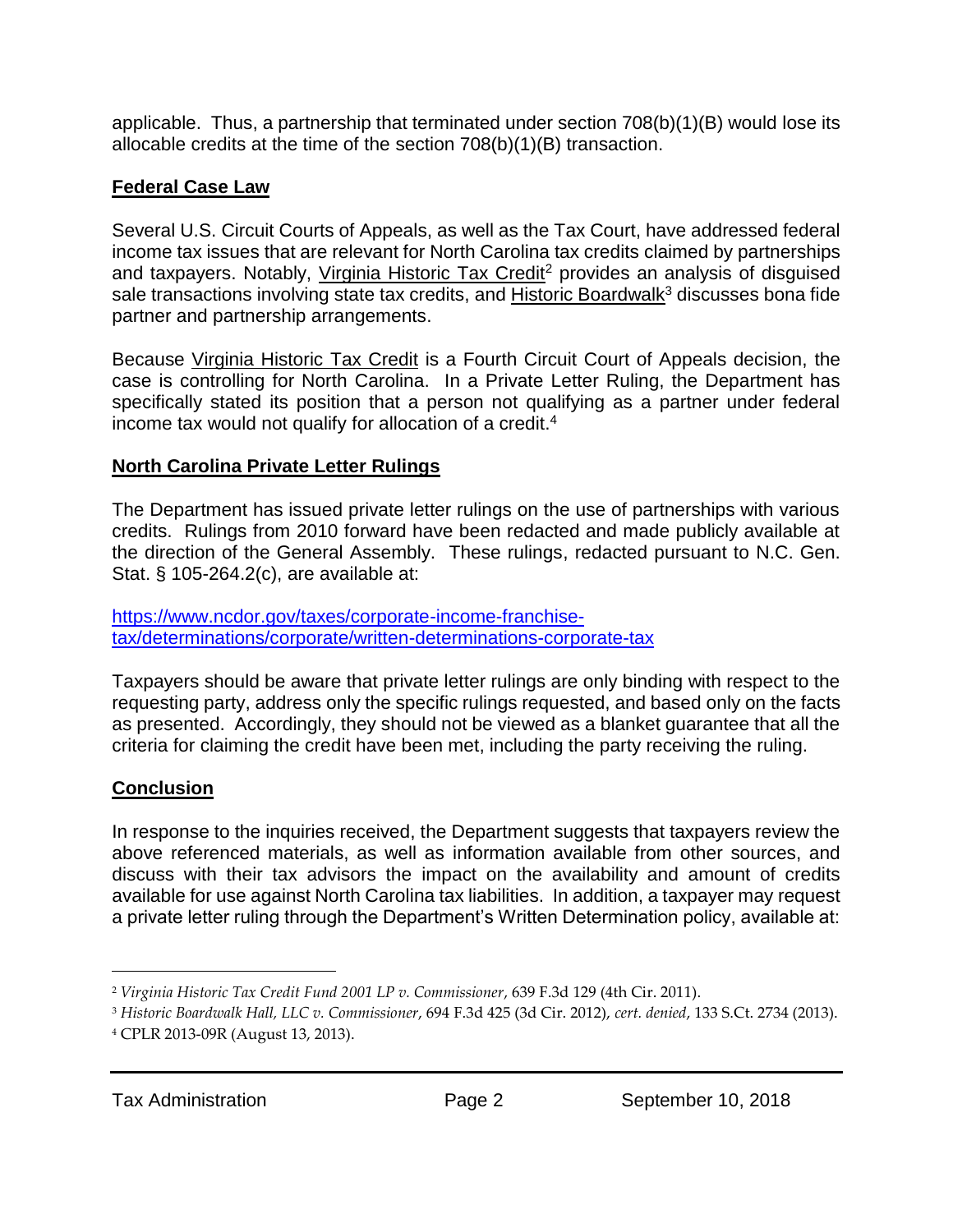applicable. Thus, a partnership that terminated under section 708(b)(1)(B) would lose its allocable credits at the time of the section 708(b)(1)(B) transaction.

## Federal Case Law

Several U.S. Circuit Courts of Appeals, as well as the Tax Court, have addressed federal income tax issues that are relevant for North Carolina tax credits claimed by partnerships and taxpayers. Notably, Virginia Historic Tax Credit[2] provides an analysis of disguised sale transactions involving state tax credits, and Historic Boardwalk[3] discusses bona fide partner and partnership arrangements.

Because Virginia Historic Tax Credit is a Fourth Circuit Court of Appeals decision, the case is controlling for North Carolina. In a Private Letter Ruling, the Department has specifically stated its position that a person not qualifying as a partner under federal income tax would not qualify for allocation of a credit.[4]

## North Carolina Private Letter Rulings

The Department has issued private letter rulings on the use of partnerships with various credits. Rulings from 2010 forward have been redacted and made publicly available at the direction of the General Assembly. These rulings, redacted pursuant to N.C. Gen. Stat. § 105-264.2(c), are available at:

https://www.ncdor.gov/taxes/corporate-income-franchise-tax/determinations/corporate/written-determinations-corporate-tax

Taxpayers should be aware that private letter rulings are only binding with respect to the requesting party, address only the specific rulings requested, and based only on the facts as presented. Accordingly, they should not be viewed as a blanket guarantee that all the criteria for claiming the credit have been met, including the party receiving the ruling.

## Conclusion

In response to the inquiries received, the Department suggests that taxpayers review the above referenced materials, as well as information available from other sources, and discuss with their tax advisors the impact on the availability and amount of credits available for use against North Carolina tax liabilities. In addition, a taxpayer may request a private letter ruling through the Department's Written Determination policy, available at:

---

[2] *Virginia Historic Tax Credit Fund 2001 LP v. Commissioner*, 639 F.3d 129 (4th Cir. 2011).

[3] *Historic Boardwalk Hall, LLC v. Commissioner*, 694 F.3d 425 (3d Cir. 2012), *cert. denied*, 133 S.Ct. 2734 (2013).

[4] CPLR 2013-09R (August 13, 2013).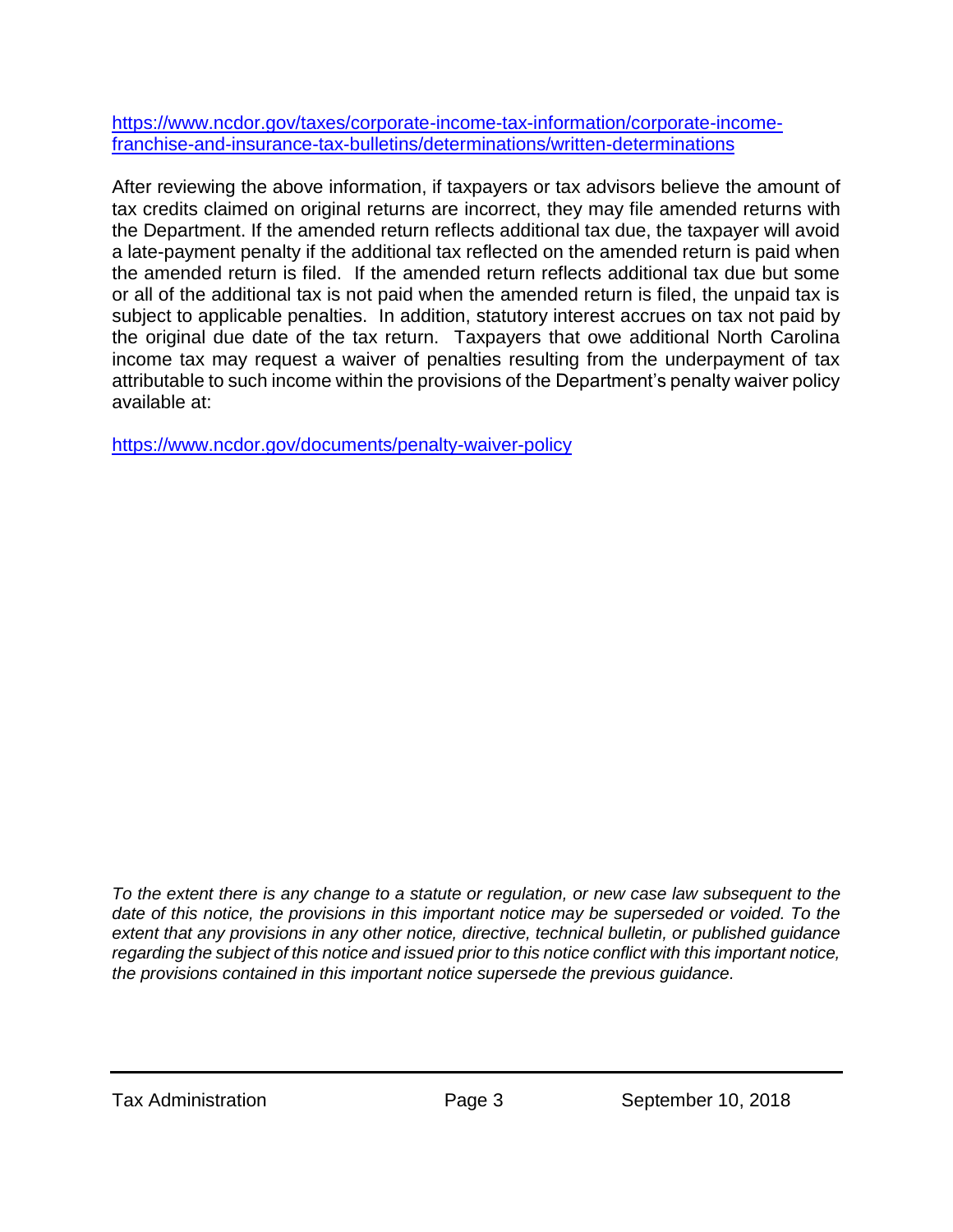https://www.ncdor.gov/taxes/corporate-income-tax-information/corporate-income-franchise-and-insurance-tax-bulletins/determinations/written-determinations

After reviewing the above information, if taxpayers or tax advisors believe the amount of tax credits claimed on original returns are incorrect, they may file amended returns with the Department. If the amended return reflects additional tax due, the taxpayer will avoid a late-payment penalty if the additional tax reflected on the amended return is paid when the amended return is filed. If the amended return reflects additional tax due but some or all of the additional tax is not paid when the amended return is filed, the unpaid tax is subject to applicable penalties. In addition, statutory interest accrues on tax not paid by the original due date of the tax return. Taxpayers that owe additional North Carolina income tax may request a waiver of penalties resulting from the underpayment of tax attributable to such income within the provisions of the Department's penalty waiver policy available at:

https://www.ncdor.gov/documents/penalty-waiver-policy

*To the extent there is any change to a statute or regulation, or new case law subsequent to the date of this notice, the provisions in this important notice may be superseded or voided. To the extent that any provisions in any other notice, directive, technical bulletin, or published guidance regarding the subject of this notice and issued prior to this notice conflict with this important notice, the provisions contained in this important notice supersede the previous guidance.*